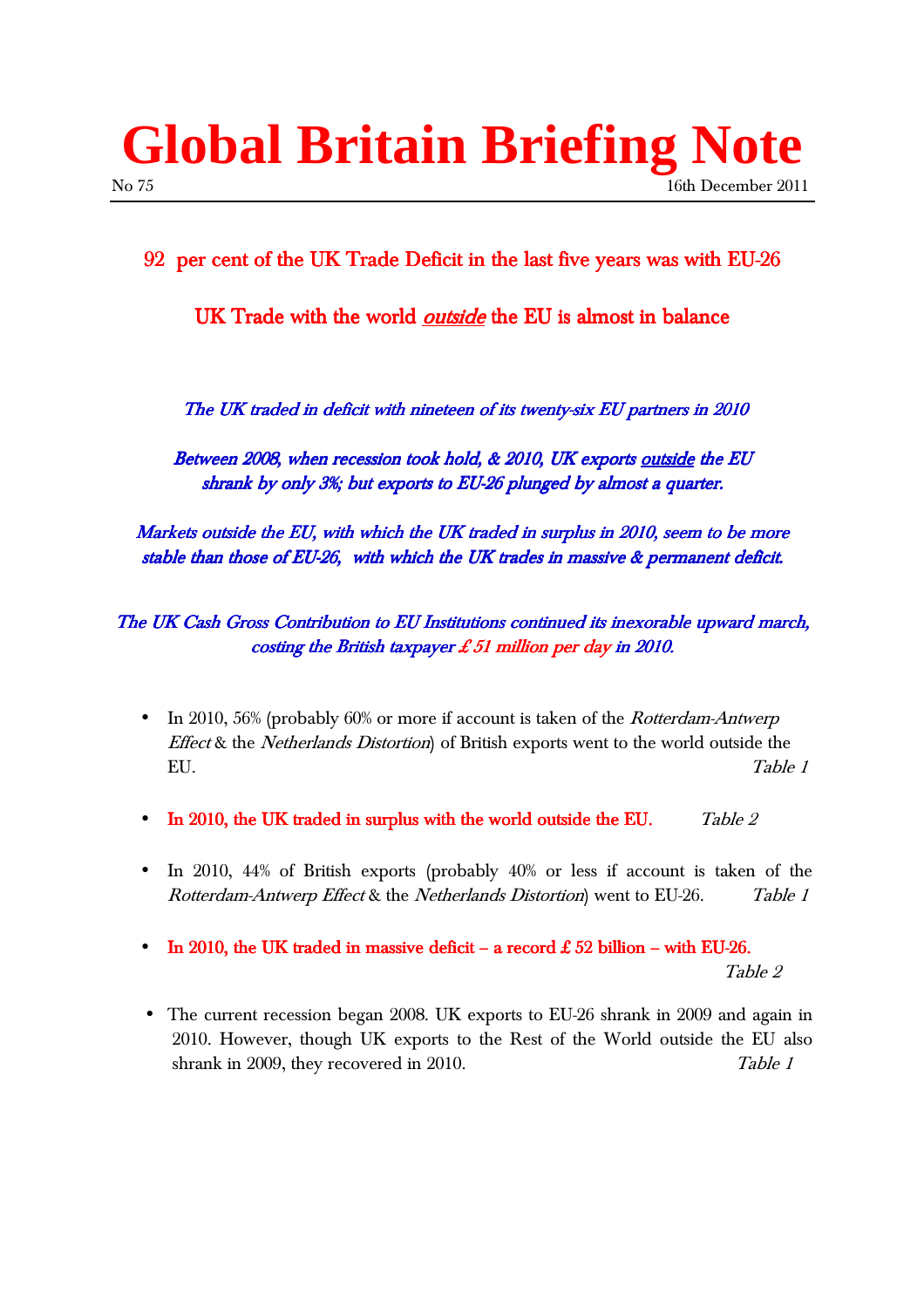# Global Britain Briefing Note

No 75 16th December 2011

## 92 per cent of the UK Trade Deficit in the last five years was with EU-26

## UK Trade with the world *outside* the EU is almost in balance

*The UK traded in deficit with nineteen of its twenty-six EU partners in 2010*

*Between 2008, when recession took hold, & 2010, UK exports outside the EU shrank by only 3%; but exports to EU-26 plunged by almost a quarter.*

*Markets outside the EU, with which the UK traded in surplus in 2010, seem to be more stable than those of EU-26, with which the UK trades in massive & permanent deficit.*

*The UK Cash Gross Contribution to EU Institutions continued its inexorable upward march, costing the British taxpayer £ 51 million per day in 2010.*

- In 2010, 56% (probably 60% or more if account is taken of the *Rotterdam-Antwerp Effect* & the *Netherlands Distortion*) of British exports went to the world outside the EU. *Table 1*
- **In 2010, the UK traded in surplus with the world outside the EU.** *Table 2*
- In 2010, 44% of British exports (probably 40% or less if account is taken of the *Rotterdam-Antwerp Effect* & the *Netherlands Distortion*) went to EU-26. *Table 1*
- **In 2010, the UK traded in massive deficit – a record £ 52 billion – with EU-26.** *Table 2*
- The current recession began 2008. UK exports to EU-26 shrank in 2009 and again in 2010. However, though UK exports to the Rest of the World outside the EU also shrank in 2009, they recovered in 2010. *Table 1*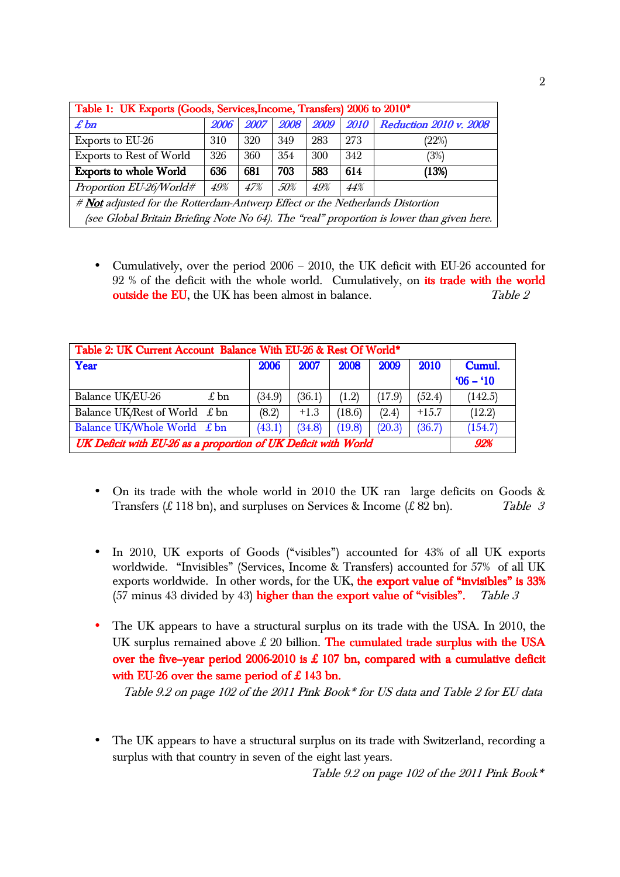| Table 1: UK Exports (Goods, Services,Income, Transfers) 2006 to 2010* | | | | | | |
|---|---|---|---|---|---|---|
| *£ bn* | *2006* | *2007* | *2008* | *2009* | *2010* | *Reduction 2010 v. 2008* |
| Exports to EU-26 | 310 | 320 | 349 | 283 | 273 | (22%) |
| Exports to Rest of World | 326 | 360 | 354 | 300 | 342 | (3%) |
| **Exports to whole World** | **636** | **681** | **703** | **583** | **614** | **(13%)** |
| *Proportion EU-26/World#* | *49%* | *47%* | *50%* | *49%* | *44%* | |
| *# **Not** adjusted for the Rotterdam-Antwerp Effect or the Netherlands Distortion (see Global Britain Briefing Note No 64). The "real" proportion is lower than given here.* | | | | | | |

- Cumulatively, over the period 2006 – 2010, the UK deficit with EU-26 accounted for 92 % of the deficit with the whole world. Cumulatively, on its trade with the world outside the EU, the UK has been almost in balance. *Table 2*

| Table 2: UK Current Account Balance With EU-26 & Rest Of World* | | | | | | |
|---|---|---|---|---|---|---|
| **Year** | **2006** | **2007** | **2008** | **2009** | **2010** | **Cumul. '06 – '10** |
| Balance UK/EU-26 £ bn | (34.9) | (36.1) | (1.2) | (17.9) | (52.4) | (142.5) |
| Balance UK/Rest of World £ bn | (8.2) | +1.3 | (18.6) | (2.4) | +15.7 | (12.2) |
| Balance UK/Whole World £ bn | (43.1) | (34.8) | (19.8) | (20.3) | (36.7) | (154.7) |
| ***UK Deficit with EU-26 as a proportion of UK Deficit with World*** | | | | | | ***92%*** |

- On its trade with the whole world in 2010 the UK ran large deficits on Goods & Transfers (£ 118 bn), and surpluses on Services & Income (£ 82 bn). *Table 3*

- In 2010, UK exports of Goods ("visibles") accounted for 43% of all UK exports worldwide. "Invisibles" (Services, Income & Transfers) accounted for 57% of all UK exports worldwide. In other words, for the UK, the export value of "invisibles" is 33% (57 minus 43 divided by 43) higher than the export value of "visibles". *Table 3*

- The UK appears to have a structural surplus on its trade with the USA. In 2010, the UK surplus remained above £ 20 billion. **The cumulated trade surplus with the USA over the five–year period 2006-2010 is £ 107 bn, compared with a cumulative deficit with EU-26 over the same period of £ 143 bn.**
  *Table 9.2 on page 102 of the 2011 Pink Book* for US data and Table 2 for EU data*

- The UK appears to have a structural surplus on its trade with Switzerland, recording a surplus with that country in seven of the eight last years.
  *Table 9.2 on page 102 of the 2011 Pink Book**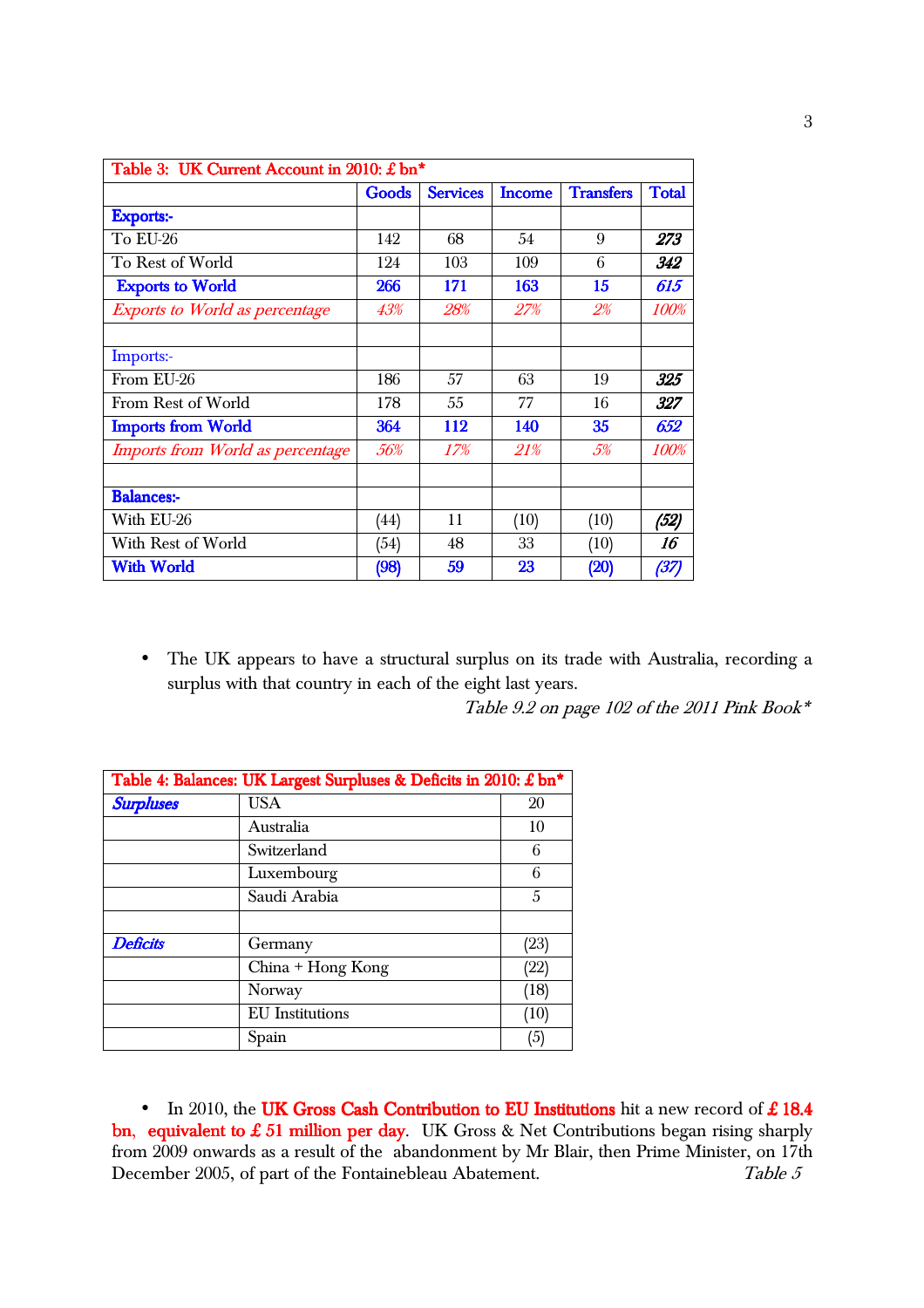| Table 3: UK Current Account in 2010: £ bn* | | | | | |
|---|---|---|---|---|---|
| | **Goods** | **Services** | **Income** | **Transfers** | **Total** |
| **Exports:-** | | | | | |
| To EU-26 | 142 | 68 | 54 | 9 | ***273*** |
| To Rest of World | 124 | 103 | 109 | 6 | ***342*** |
| **Exports to World** | **266** | **171** | **163** | **15** | ***615*** |
| *Exports to World as percentage* | *43%* | *28%* | *27%* | *2%* | *100%* |
| | | | | | |
| Imports:- | | | | | |
| From EU-26 | 186 | 57 | 63 | 19 | ***325*** |
| From Rest of World | 178 | 55 | 77 | 16 | ***327*** |
| **Imports from World** | **364** | **112** | **140** | **35** | ***652*** |
| *Imports from World as percentage* | *56%* | *17%* | *21%* | *5%* | *100%* |
| | | | | | |
| **Balances:-** | | | | | |
| With EU-26 | (44) | 11 | (10) | (10) | ***(52)*** |
| With Rest of World | (54) | 48 | 33 | (10) | ***16*** |
| **With World** | **(98)** | **59** | **23** | **(20)** | ***(37)*** |

- The UK appears to have a structural surplus on its trade with Australia, recording a surplus with that country in each of the eight last years.

*Table 9.2 on page 102 of the 2011 Pink Book**

| Table 4: Balances: UK Largest Surpluses & Deficits in 2010: £ bn* | | |
|---|---|---|
| ***Surpluses*** | USA | 20 |
| | Australia | 10 |
| | Switzerland | 6 |
| | Luxembourg | 6 |
| | Saudi Arabia | 5 |
| | | |
| ***Deficits*** | Germany | (23) |
| | China + Hong Kong | (22) |
| | Norway | (18) |
| | EU Institutions | (10) |
| | Spain | (5) |

- In 2010, the **UK Gross Cash Contribution to EU Institutions** hit a new record of **£ 18.4 bn, equivalent to £ 51 million per day**. UK Gross & Net Contributions began rising sharply from 2009 onwards as a result of the abandonment by Mr Blair, then Prime Minister, on 17th December 2005, of part of the Fontainebleau Abatement. *Table 5*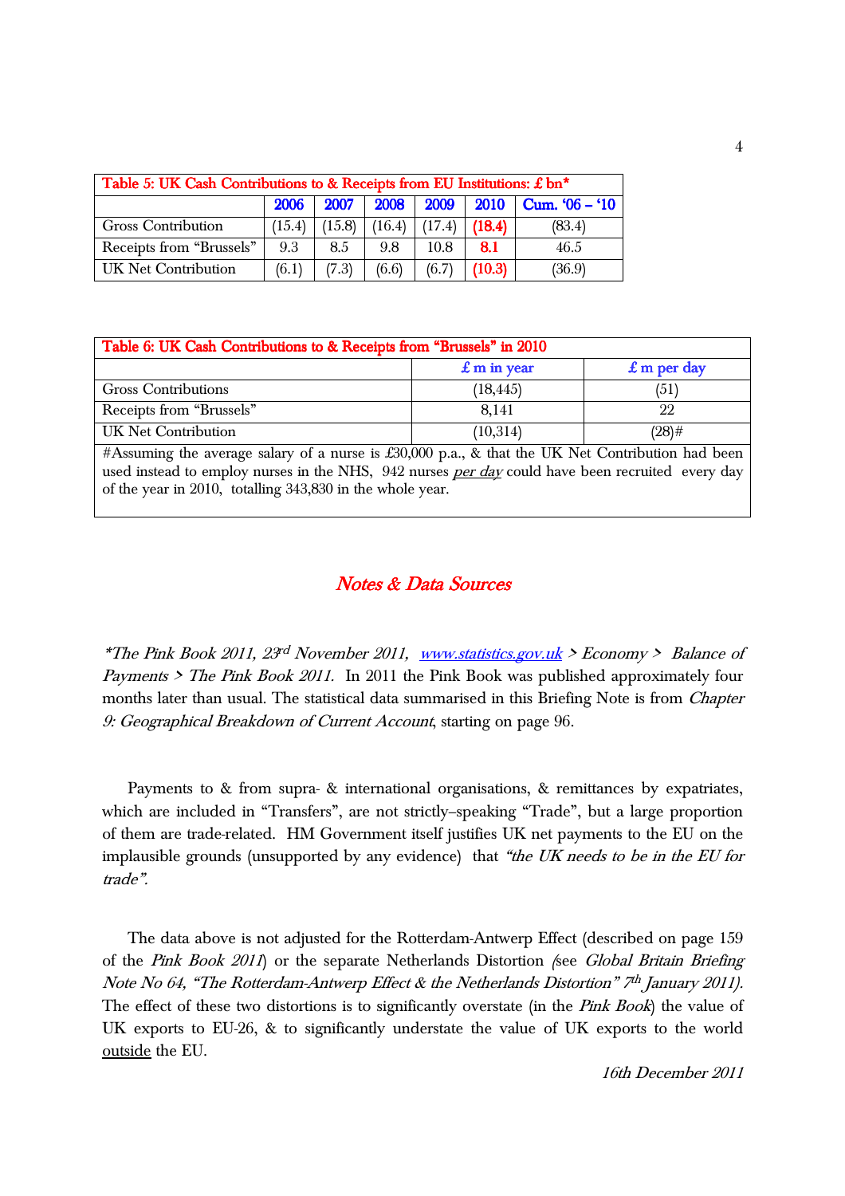| Table 5: UK Cash Contributions to & Receipts from EU Institutions: £ bn* | | | | | | |
|---|---|---|---|---|---|---|
| | 2006 | 2007 | 2008 | 2009 | 2010 | Cum. '06 – '10 |
| Gross Contribution | (15.4) | (15.8) | (16.4) | (17.4) | **(18.4)** | (83.4) |
| Receipts from "Brussels" | 9.3 | 8.5 | 9.8 | 10.8 | **8.1** | 46.5 |
| UK Net Contribution | (6.1) | (7.3) | (6.6) | (6.7) | **(10.3)** | (36.9) |

| Table 6: UK Cash Contributions to & Receipts from "Brussels" in 2010 | | |
|---|---|---|
| | £ m in year | £ m per day |
| Gross Contributions | (18,445) | (51) |
| Receipts from "Brussels" | 8,141 | 22 |
| UK Net Contribution | (10,314) | (28)# |

#Assuming the average salary of a nurse is £30,000 p.a., & that the UK Net Contribution had been used instead to employ nurses in the NHS, 942 nurses *per day* could have been recruited every day of the year in 2010, totalling 343,830 in the whole year.

## *Notes & Data Sources*

*\*The Pink Book 2011, 23rd November 2011, www.statistics.gov.uk > Economy > Balance of Payments > The Pink Book 2011.* In 2011 the Pink Book was published approximately four months later than usual. The statistical data summarised in this Briefing Note is from *Chapter 9: Geographical Breakdown of Current Account*, starting on page 96.

Payments to & from supra- & international organisations, & remittances by expatriates, which are included in "Transfers", are not strictly–speaking "Trade", but a large proportion of them are trade-related. HM Government itself justifies UK net payments to the EU on the implausible grounds (unsupported by any evidence) that *"the UK needs to be in the EU for trade".*

The data above is not adjusted for the Rotterdam-Antwerp Effect (described on page 159 of the *Pink Book 2011*) or the separate Netherlands Distortion (see *Global Britain Briefing Note No 64, "The Rotterdam-Antwerp Effect & the Netherlands Distortion" 7th January 2011).* The effect of these two distortions is to significantly overstate (in the *Pink Book*) the value of UK exports to EU-26, & to significantly understate the value of UK exports to the world outside the EU.

*16th December 2011*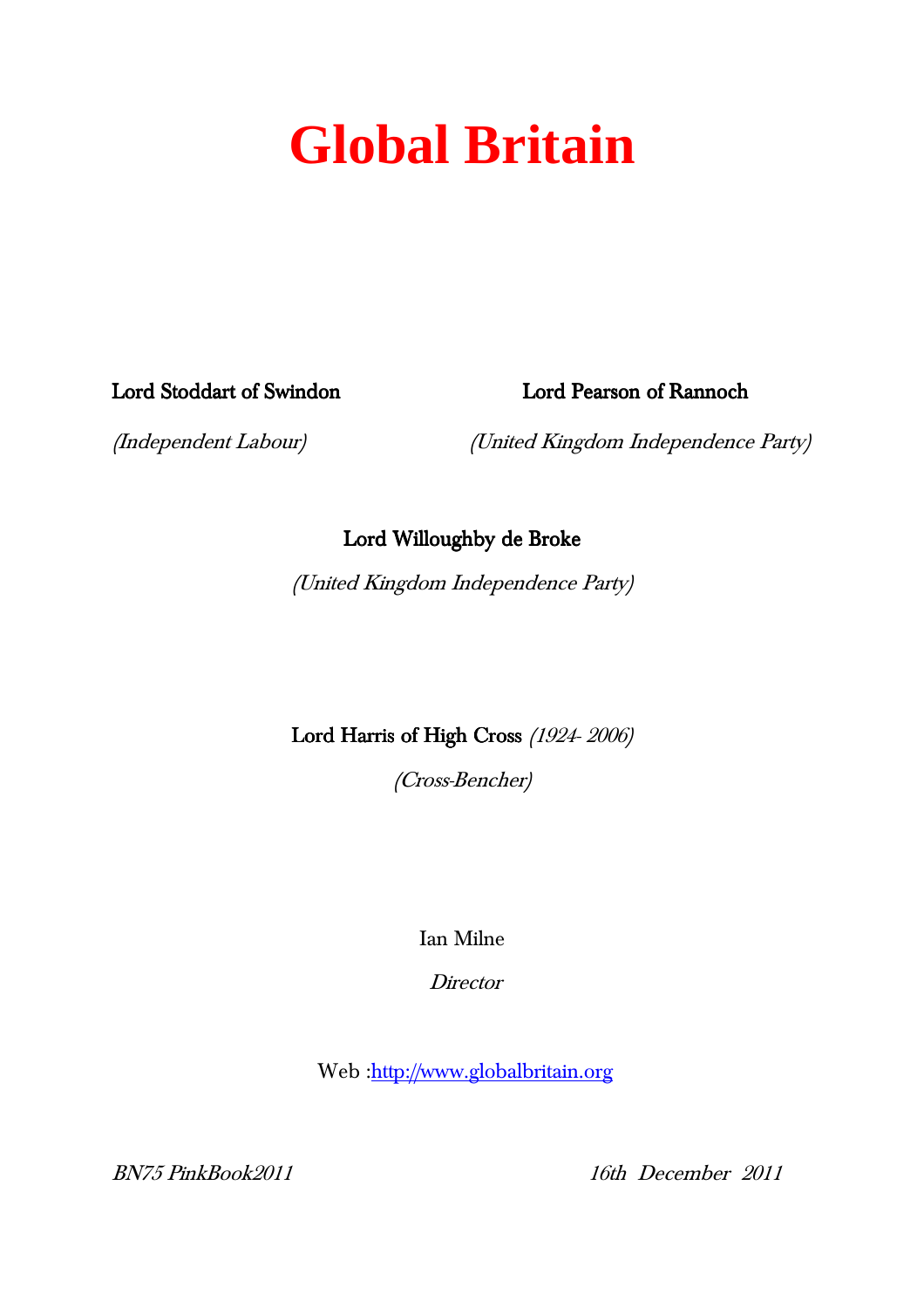# Global Britain

**Lord Stoddart of Swindon**

*(Independent Labour)*

**Lord Pearson of Rannoch**

*(United Kingdom Independence Party)*

**Lord Willoughby de Broke**

*(United Kingdom Independence Party)*

**Lord Harris of High Cross** *(1924- 2006)*

*(Cross-Bencher)*

Ian Milne

*Director*

Web :http://www.globalbritain.org

*BN75 PinkBook2011*

*16th December 2011*